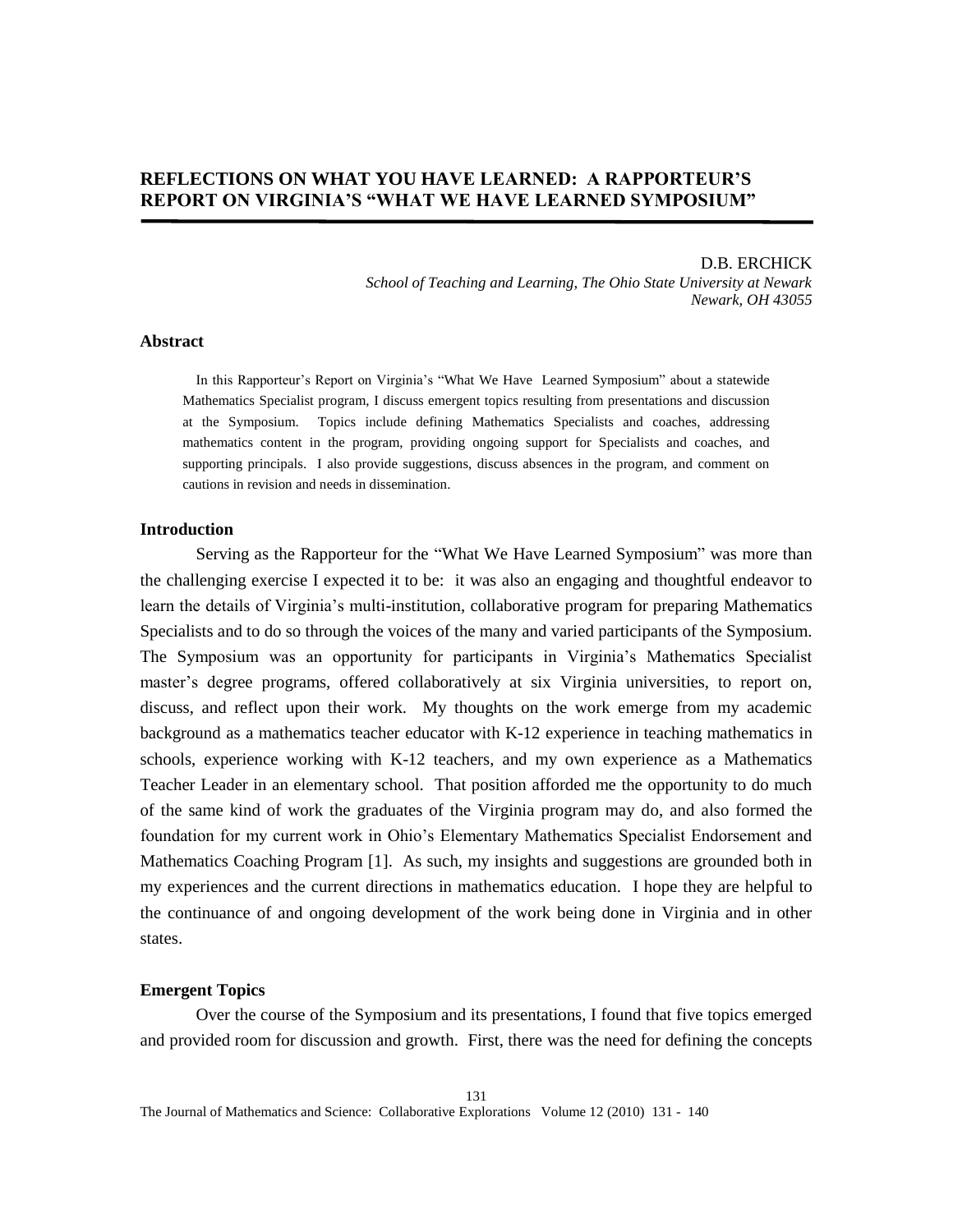# REFLECTIONS ON WHAT YOU HAVE LEARNED: A RAPPORTEUR'S REPORT ON VIRGINIA'S "WHAT WE HAVE LEARNED SYMPOSIUM"

D.B. ERCHICK
*School of Teaching and Learning, The Ohio State University at Newark*
*Newark, OH 43055*

## Abstract

In this Rapporteur's Report on Virginia's "What We Have Learned Symposium" about a statewide Mathematics Specialist program, I discuss emergent topics resulting from presentations and discussion at the Symposium. Topics include defining Mathematics Specialists and coaches, addressing mathematics content in the program, providing ongoing support for Specialists and coaches, and supporting principals. I also provide suggestions, discuss absences in the program, and comment on cautions in revision and needs in dissemination.

## Introduction

Serving as the Rapporteur for the "What We Have Learned Symposium" was more than the challenging exercise I expected it to be: it was also an engaging and thoughtful endeavor to learn the details of Virginia's multi-institution, collaborative program for preparing Mathematics Specialists and to do so through the voices of the many and varied participants of the Symposium. The Symposium was an opportunity for participants in Virginia's Mathematics Specialist master's degree programs, offered collaboratively at six Virginia universities, to report on, discuss, and reflect upon their work. My thoughts on the work emerge from my academic background as a mathematics teacher educator with K-12 experience in teaching mathematics in schools, experience working with K-12 teachers, and my own experience as a Mathematics Teacher Leader in an elementary school. That position afforded me the opportunity to do much of the same kind of work the graduates of the Virginia program may do, and also formed the foundation for my current work in Ohio's Elementary Mathematics Specialist Endorsement and Mathematics Coaching Program [1]. As such, my insights and suggestions are grounded both in my experiences and the current directions in mathematics education. I hope they are helpful to the continuance of and ongoing development of the work being done in Virginia and in other states.

## Emergent Topics

Over the course of the Symposium and its presentations, I found that five topics emerged and provided room for discussion and growth. First, there was the need for defining the concepts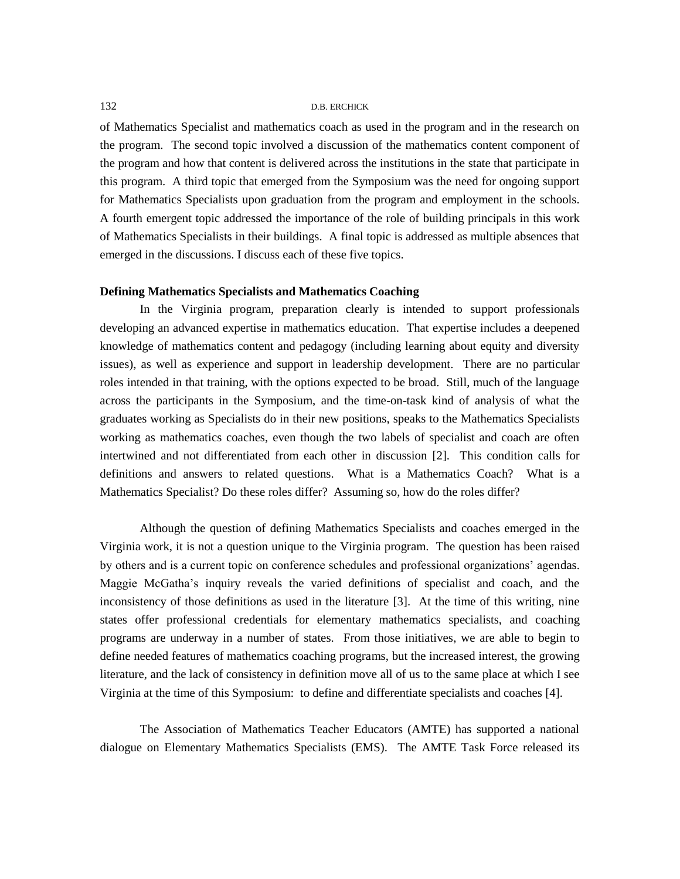of Mathematics Specialist and mathematics coach as used in the program and in the research on the program. The second topic involved a discussion of the mathematics content component of the program and how that content is delivered across the institutions in the state that participate in this program. A third topic that emerged from the Symposium was the need for ongoing support for Mathematics Specialists upon graduation from the program and employment in the schools. A fourth emergent topic addressed the importance of the role of building principals in this work of Mathematics Specialists in their buildings. A final topic is addressed as multiple absences that emerged in the discussions. I discuss each of these five topics.

**Defining Mathematics Specialists and Mathematics Coaching**

In the Virginia program, preparation clearly is intended to support professionals developing an advanced expertise in mathematics education. That expertise includes a deepened knowledge of mathematics content and pedagogy (including learning about equity and diversity issues), as well as experience and support in leadership development. There are no particular roles intended in that training, with the options expected to be broad. Still, much of the language across the participants in the Symposium, and the time-on-task kind of analysis of what the graduates working as Specialists do in their new positions, speaks to the Mathematics Specialists working as mathematics coaches, even though the two labels of specialist and coach are often intertwined and not differentiated from each other in discussion [2]. This condition calls for definitions and answers to related questions. What is a Mathematics Coach? What is a Mathematics Specialist? Do these roles differ? Assuming so, how do the roles differ?

Although the question of defining Mathematics Specialists and coaches emerged in the Virginia work, it is not a question unique to the Virginia program. The question has been raised by others and is a current topic on conference schedules and professional organizations' agendas. Maggie McGatha's inquiry reveals the varied definitions of specialist and coach, and the inconsistency of those definitions as used in the literature [3]. At the time of this writing, nine states offer professional credentials for elementary mathematics specialists, and coaching programs are underway in a number of states. From those initiatives, we are able to begin to define needed features of mathematics coaching programs, but the increased interest, the growing literature, and the lack of consistency in definition move all of us to the same place at which I see Virginia at the time of this Symposium: to define and differentiate specialists and coaches [4].

The Association of Mathematics Teacher Educators (AMTE) has supported a national dialogue on Elementary Mathematics Specialists (EMS). The AMTE Task Force released its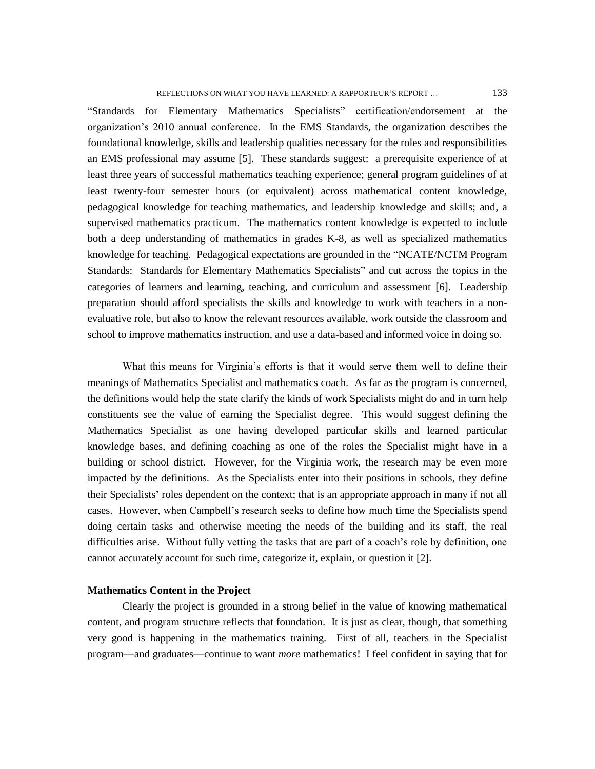"Standards for Elementary Mathematics Specialists" certification/endorsement at the organization's 2010 annual conference. In the EMS Standards, the organization describes the foundational knowledge, skills and leadership qualities necessary for the roles and responsibilities an EMS professional may assume [5]. These standards suggest: a prerequisite experience of at least three years of successful mathematics teaching experience; general program guidelines of at least twenty-four semester hours (or equivalent) across mathematical content knowledge, pedagogical knowledge for teaching mathematics, and leadership knowledge and skills; and, a supervised mathematics practicum. The mathematics content knowledge is expected to include both a deep understanding of mathematics in grades K-8, as well as specialized mathematics knowledge for teaching. Pedagogical expectations are grounded in the "NCATE/NCTM Program Standards: Standards for Elementary Mathematics Specialists" and cut across the topics in the categories of learners and learning, teaching, and curriculum and assessment [6]. Leadership preparation should afford specialists the skills and knowledge to work with teachers in a non-evaluative role, but also to know the relevant resources available, work outside the classroom and school to improve mathematics instruction, and use a data-based and informed voice in doing so.

What this means for Virginia's efforts is that it would serve them well to define their meanings of Mathematics Specialist and mathematics coach. As far as the program is concerned, the definitions would help the state clarify the kinds of work Specialists might do and in turn help constituents see the value of earning the Specialist degree. This would suggest defining the Mathematics Specialist as one having developed particular skills and learned particular knowledge bases, and defining coaching as one of the roles the Specialist might have in a building or school district. However, for the Virginia work, the research may be even more impacted by the definitions. As the Specialists enter into their positions in schools, they define their Specialists' roles dependent on the context; that is an appropriate approach in many if not all cases. However, when Campbell's research seeks to define how much time the Specialists spend doing certain tasks and otherwise meeting the needs of the building and its staff, the real difficulties arise. Without fully vetting the tasks that are part of a coach's role by definition, one cannot accurately account for such time, categorize it, explain, or question it [2].

**Mathematics Content in the Project**

Clearly the project is grounded in a strong belief in the value of knowing mathematical content, and program structure reflects that foundation. It is just as clear, though, that something very good is happening in the mathematics training. First of all, teachers in the Specialist program—and graduates—continue to want *more* mathematics! I feel confident in saying that for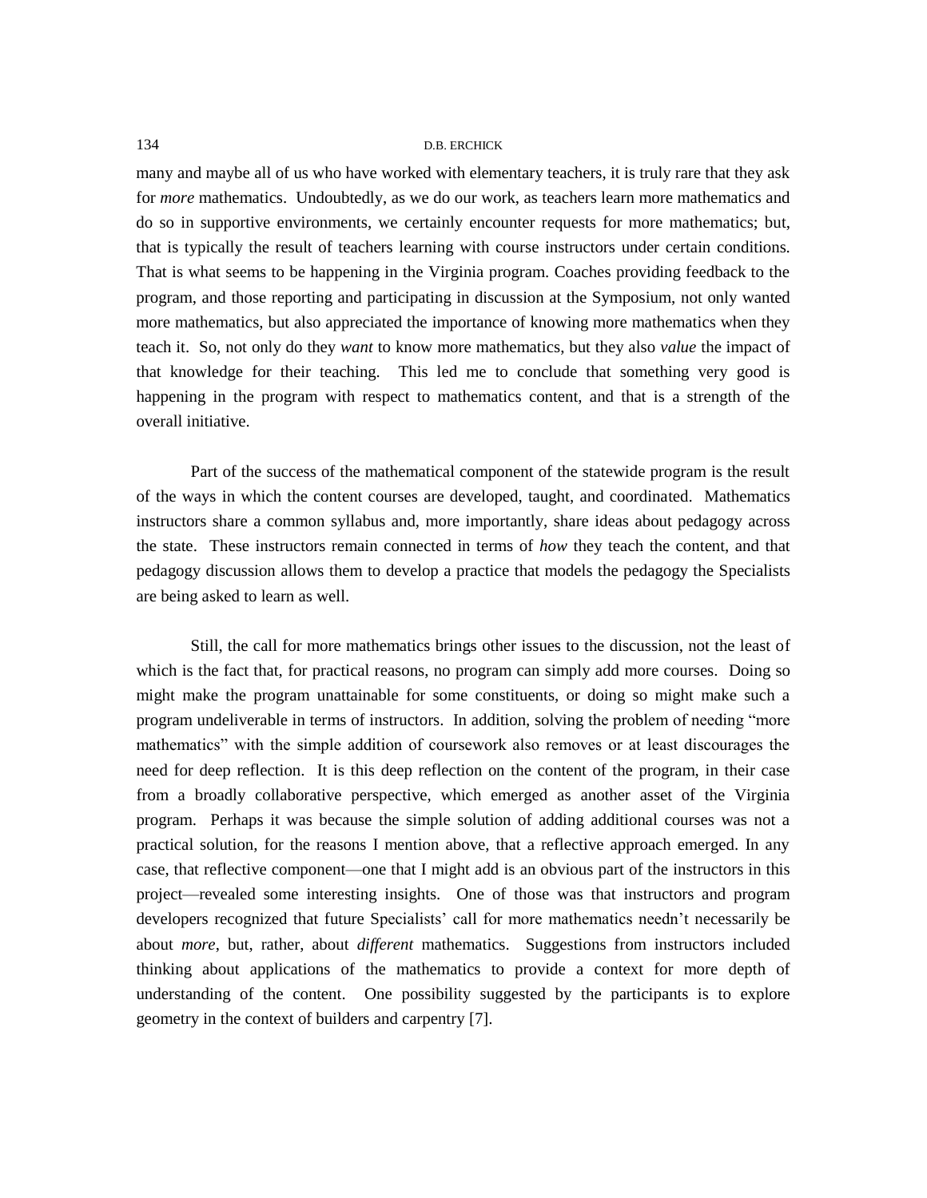many and maybe all of us who have worked with elementary teachers, it is truly rare that they ask for *more* mathematics. Undoubtedly, as we do our work, as teachers learn more mathematics and do so in supportive environments, we certainly encounter requests for more mathematics; but, that is typically the result of teachers learning with course instructors under certain conditions. That is what seems to be happening in the Virginia program. Coaches providing feedback to the program, and those reporting and participating in discussion at the Symposium, not only wanted more mathematics, but also appreciated the importance of knowing more mathematics when they teach it. So, not only do they *want* to know more mathematics, but they also *value* the impact of that knowledge for their teaching. This led me to conclude that something very good is happening in the program with respect to mathematics content, and that is a strength of the overall initiative.

Part of the success of the mathematical component of the statewide program is the result of the ways in which the content courses are developed, taught, and coordinated. Mathematics instructors share a common syllabus and, more importantly, share ideas about pedagogy across the state. These instructors remain connected in terms of *how* they teach the content, and that pedagogy discussion allows them to develop a practice that models the pedagogy the Specialists are being asked to learn as well.

Still, the call for more mathematics brings other issues to the discussion, not the least of which is the fact that, for practical reasons, no program can simply add more courses. Doing so might make the program unattainable for some constituents, or doing so might make such a program undeliverable in terms of instructors. In addition, solving the problem of needing "more mathematics" with the simple addition of coursework also removes or at least discourages the need for deep reflection. It is this deep reflection on the content of the program, in their case from a broadly collaborative perspective, which emerged as another asset of the Virginia program. Perhaps it was because the simple solution of adding additional courses was not a practical solution, for the reasons I mention above, that a reflective approach emerged. In any case, that reflective component—one that I might add is an obvious part of the instructors in this project—revealed some interesting insights. One of those was that instructors and program developers recognized that future Specialists' call for more mathematics needn't necessarily be about *more*, but, rather, about *different* mathematics. Suggestions from instructors included thinking about applications of the mathematics to provide a context for more depth of understanding of the content. One possibility suggested by the participants is to explore geometry in the context of builders and carpentry [7].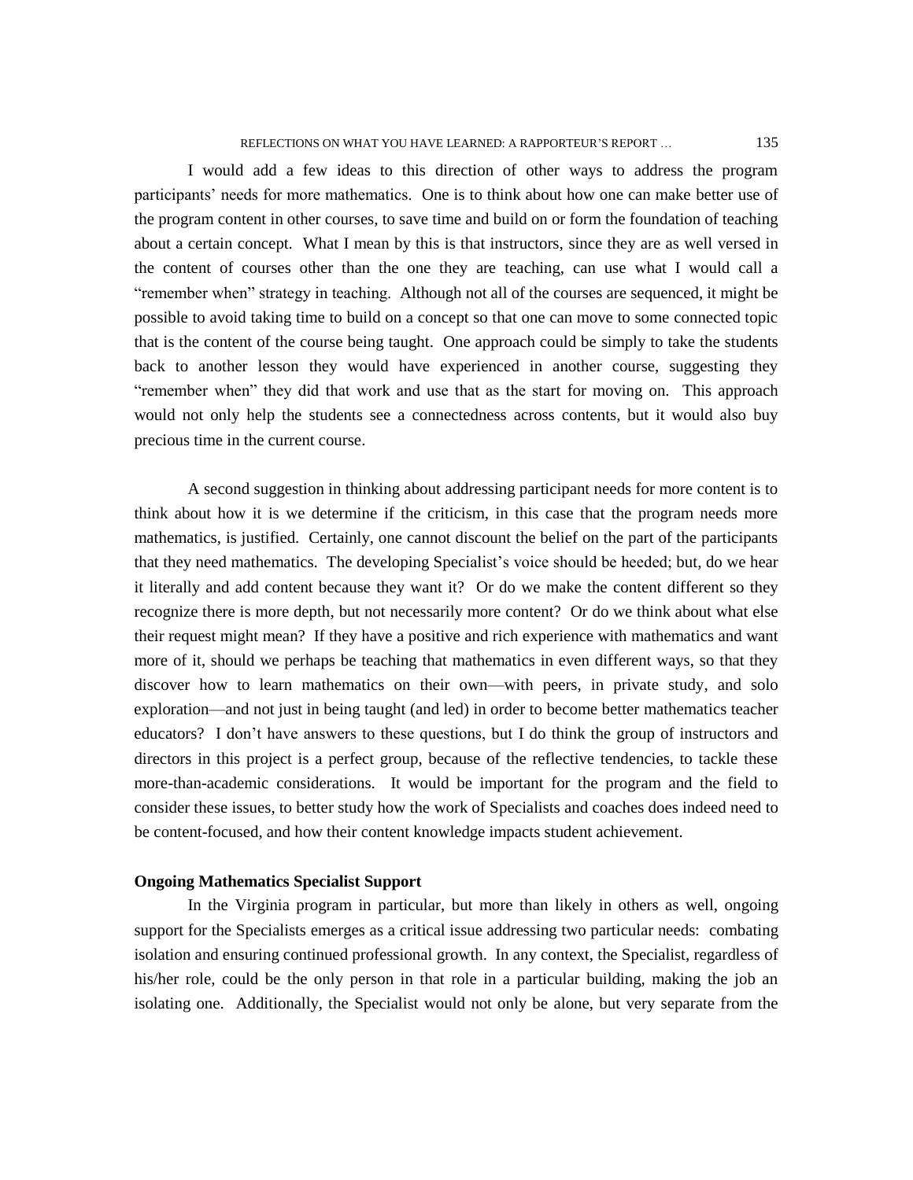I would add a few ideas to this direction of other ways to address the program participants' needs for more mathematics. One is to think about how one can make better use of the program content in other courses, to save time and build on or form the foundation of teaching about a certain concept. What I mean by this is that instructors, since they are as well versed in the content of courses other than the one they are teaching, can use what I would call a "remember when" strategy in teaching. Although not all of the courses are sequenced, it might be possible to avoid taking time to build on a concept so that one can move to some connected topic that is the content of the course being taught. One approach could be simply to take the students back to another lesson they would have experienced in another course, suggesting they "remember when" they did that work and use that as the start for moving on. This approach would not only help the students see a connectedness across contents, but it would also buy precious time in the current course.

A second suggestion in thinking about addressing participant needs for more content is to think about how it is we determine if the criticism, in this case that the program needs more mathematics, is justified. Certainly, one cannot discount the belief on the part of the participants that they need mathematics. The developing Specialist's voice should be heeded; but, do we hear it literally and add content because they want it? Or do we make the content different so they recognize there is more depth, but not necessarily more content? Or do we think about what else their request might mean? If they have a positive and rich experience with mathematics and want more of it, should we perhaps be teaching that mathematics in even different ways, so that they discover how to learn mathematics on their own—with peers, in private study, and solo exploration—and not just in being taught (and led) in order to become better mathematics teacher educators? I don't have answers to these questions, but I do think the group of instructors and directors in this project is a perfect group, because of the reflective tendencies, to tackle these more-than-academic considerations. It would be important for the program and the field to consider these issues, to better study how the work of Specialists and coaches does indeed need to be content-focused, and how their content knowledge impacts student achievement.

**Ongoing Mathematics Specialist Support**

In the Virginia program in particular, but more than likely in others as well, ongoing support for the Specialists emerges as a critical issue addressing two particular needs: combating isolation and ensuring continued professional growth. In any context, the Specialist, regardless of his/her role, could be the only person in that role in a particular building, making the job an isolating one. Additionally, the Specialist would not only be alone, but very separate from the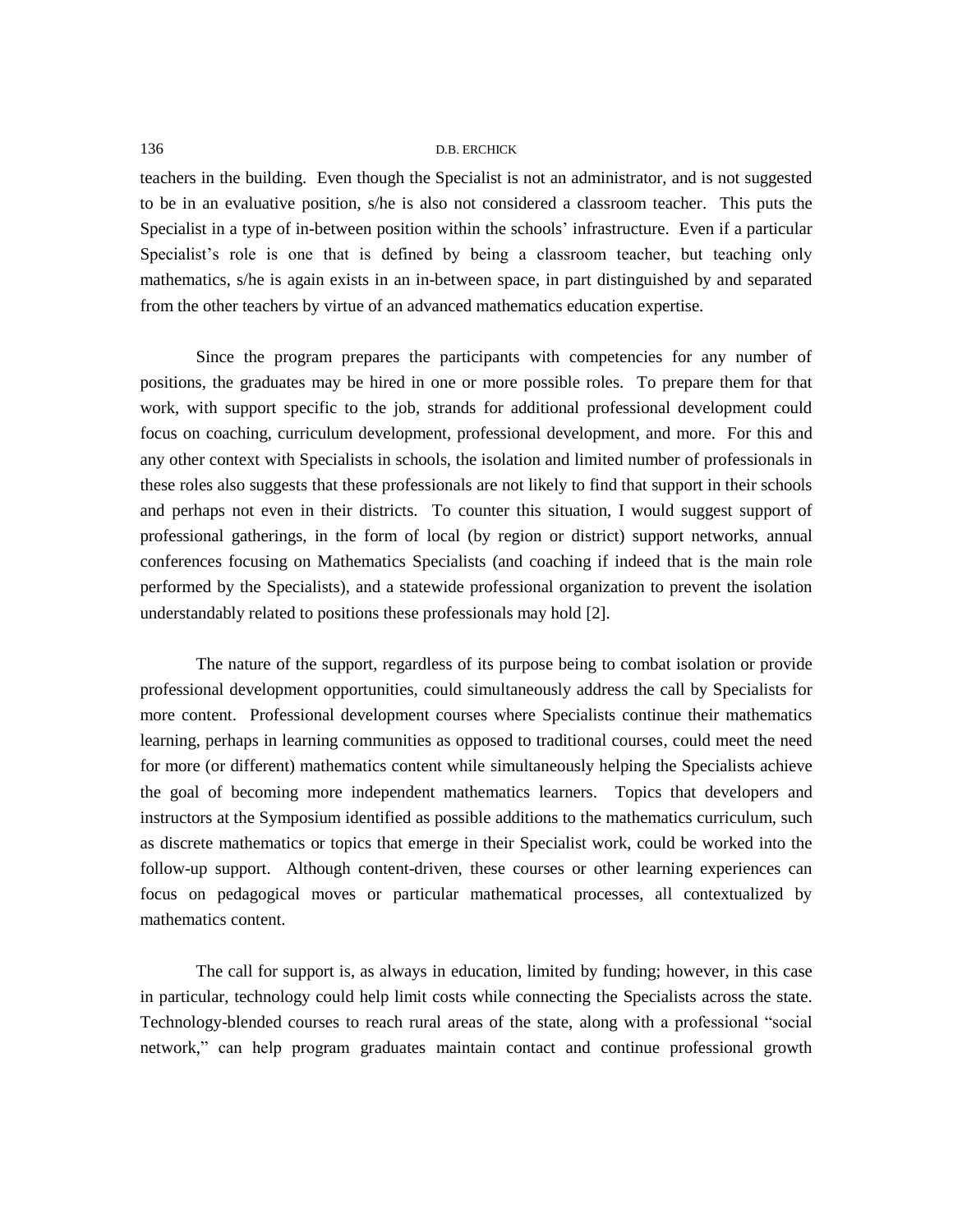teachers in the building. Even though the Specialist is not an administrator, and is not suggested to be in an evaluative position, s/he is also not considered a classroom teacher. This puts the Specialist in a type of in-between position within the schools' infrastructure. Even if a particular Specialist's role is one that is defined by being a classroom teacher, but teaching only mathematics, s/he is again exists in an in-between space, in part distinguished by and separated from the other teachers by virtue of an advanced mathematics education expertise.

Since the program prepares the participants with competencies for any number of positions, the graduates may be hired in one or more possible roles. To prepare them for that work, with support specific to the job, strands for additional professional development could focus on coaching, curriculum development, professional development, and more. For this and any other context with Specialists in schools, the isolation and limited number of professionals in these roles also suggests that these professionals are not likely to find that support in their schools and perhaps not even in their districts. To counter this situation, I would suggest support of professional gatherings, in the form of local (by region or district) support networks, annual conferences focusing on Mathematics Specialists (and coaching if indeed that is the main role performed by the Specialists), and a statewide professional organization to prevent the isolation understandably related to positions these professionals may hold [2].

The nature of the support, regardless of its purpose being to combat isolation or provide professional development opportunities, could simultaneously address the call by Specialists for more content. Professional development courses where Specialists continue their mathematics learning, perhaps in learning communities as opposed to traditional courses, could meet the need for more (or different) mathematics content while simultaneously helping the Specialists achieve the goal of becoming more independent mathematics learners. Topics that developers and instructors at the Symposium identified as possible additions to the mathematics curriculum, such as discrete mathematics or topics that emerge in their Specialist work, could be worked into the follow-up support. Although content-driven, these courses or other learning experiences can focus on pedagogical moves or particular mathematical processes, all contextualized by mathematics content.

The call for support is, as always in education, limited by funding; however, in this case in particular, technology could help limit costs while connecting the Specialists across the state. Technology-blended courses to reach rural areas of the state, along with a professional "social network," can help program graduates maintain contact and continue professional growth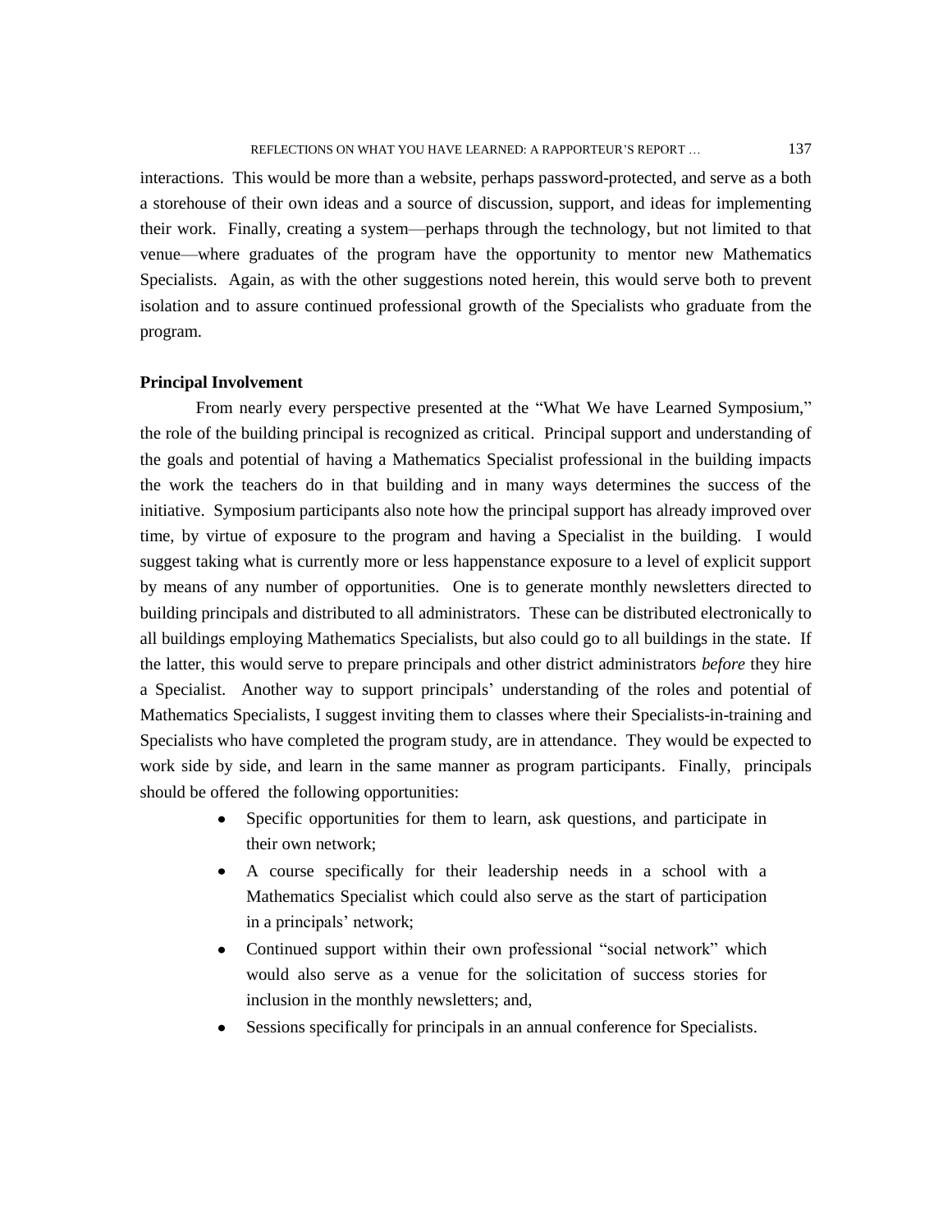interactions. This would be more than a website, perhaps password-protected, and serve as a both a storehouse of their own ideas and a source of discussion, support, and ideas for implementing their work. Finally, creating a system—perhaps through the technology, but not limited to that venue—where graduates of the program have the opportunity to mentor new Mathematics Specialists. Again, as with the other suggestions noted herein, this would serve both to prevent isolation and to assure continued professional growth of the Specialists who graduate from the program.

**Principal Involvement**

From nearly every perspective presented at the "What We have Learned Symposium," the role of the building principal is recognized as critical. Principal support and understanding of the goals and potential of having a Mathematics Specialist professional in the building impacts the work the teachers do in that building and in many ways determines the success of the initiative. Symposium participants also note how the principal support has already improved over time, by virtue of exposure to the program and having a Specialist in the building. I would suggest taking what is currently more or less happenstance exposure to a level of explicit support by means of any number of opportunities. One is to generate monthly newsletters directed to building principals and distributed to all administrators. These can be distributed electronically to all buildings employing Mathematics Specialists, but also could go to all buildings in the state. If the latter, this would serve to prepare principals and other district administrators *before* they hire a Specialist. Another way to support principals' understanding of the roles and potential of Mathematics Specialists, I suggest inviting them to classes where their Specialists-in-training and Specialists who have completed the program study, are in attendance. They would be expected to work side by side, and learn in the same manner as program participants. Finally, principals should be offered the following opportunities:

- Specific opportunities for them to learn, ask questions, and participate in their own network;
- A course specifically for their leadership needs in a school with a Mathematics Specialist which could also serve as the start of participation in a principals' network;
- Continued support within their own professional "social network" which would also serve as a venue for the solicitation of success stories for inclusion in the monthly newsletters; and,
- Sessions specifically for principals in an annual conference for Specialists.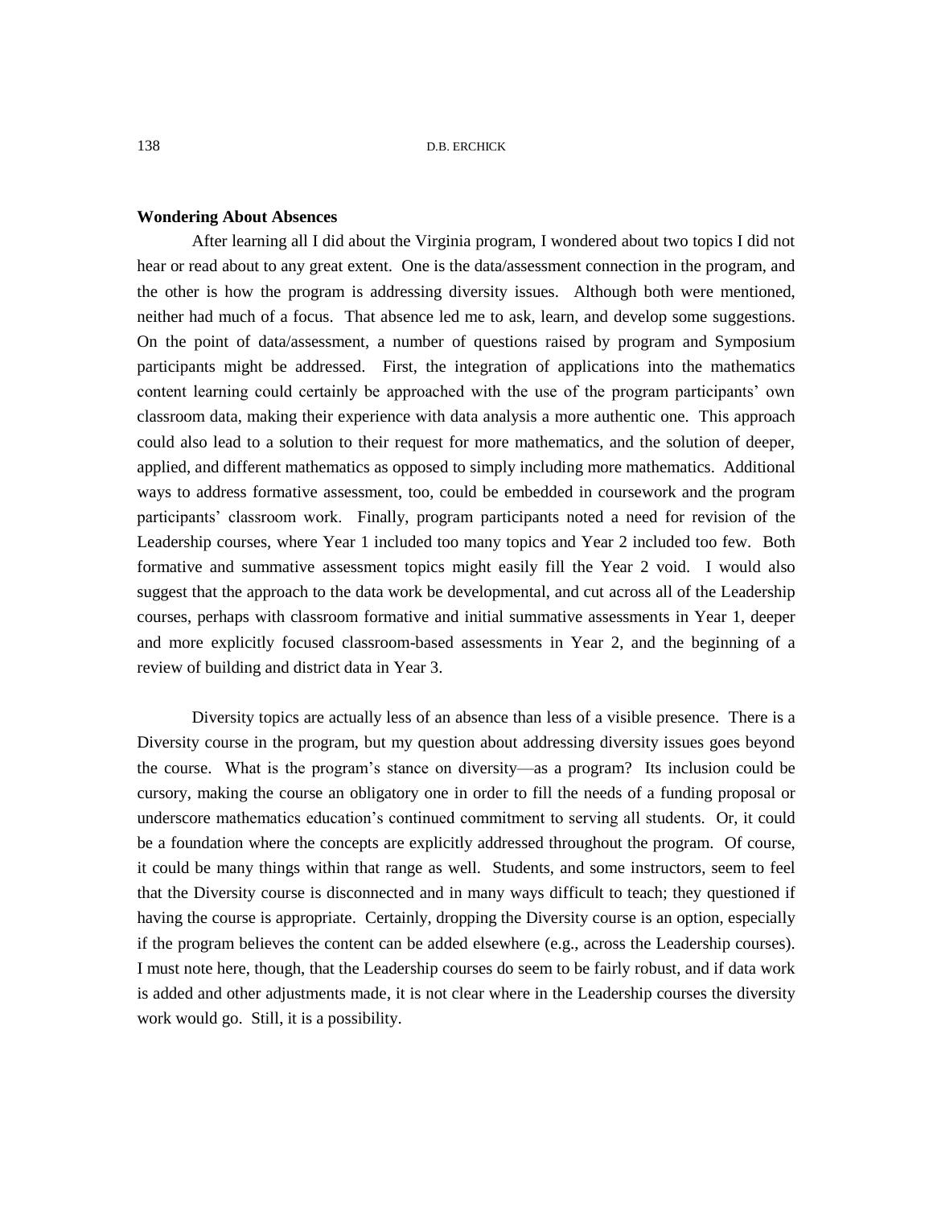**Wondering About Absences**

After learning all I did about the Virginia program, I wondered about two topics I did not hear or read about to any great extent. One is the data/assessment connection in the program, and the other is how the program is addressing diversity issues. Although both were mentioned, neither had much of a focus. That absence led me to ask, learn, and develop some suggestions. On the point of data/assessment, a number of questions raised by program and Symposium participants might be addressed. First, the integration of applications into the mathematics content learning could certainly be approached with the use of the program participants' own classroom data, making their experience with data analysis a more authentic one. This approach could also lead to a solution to their request for more mathematics, and the solution of deeper, applied, and different mathematics as opposed to simply including more mathematics. Additional ways to address formative assessment, too, could be embedded in coursework and the program participants' classroom work. Finally, program participants noted a need for revision of the Leadership courses, where Year 1 included too many topics and Year 2 included too few. Both formative and summative assessment topics might easily fill the Year 2 void. I would also suggest that the approach to the data work be developmental, and cut across all of the Leadership courses, perhaps with classroom formative and initial summative assessments in Year 1, deeper and more explicitly focused classroom-based assessments in Year 2, and the beginning of a review of building and district data in Year 3.

Diversity topics are actually less of an absence than less of a visible presence. There is a Diversity course in the program, but my question about addressing diversity issues goes beyond the course. What is the program's stance on diversity—as a program? Its inclusion could be cursory, making the course an obligatory one in order to fill the needs of a funding proposal or underscore mathematics education's continued commitment to serving all students. Or, it could be a foundation where the concepts are explicitly addressed throughout the program. Of course, it could be many things within that range as well. Students, and some instructors, seem to feel that the Diversity course is disconnected and in many ways difficult to teach; they questioned if having the course is appropriate. Certainly, dropping the Diversity course is an option, especially if the program believes the content can be added elsewhere (e.g., across the Leadership courses). I must note here, though, that the Leadership courses do seem to be fairly robust, and if data work is added and other adjustments made, it is not clear where in the Leadership courses the diversity work would go. Still, it is a possibility.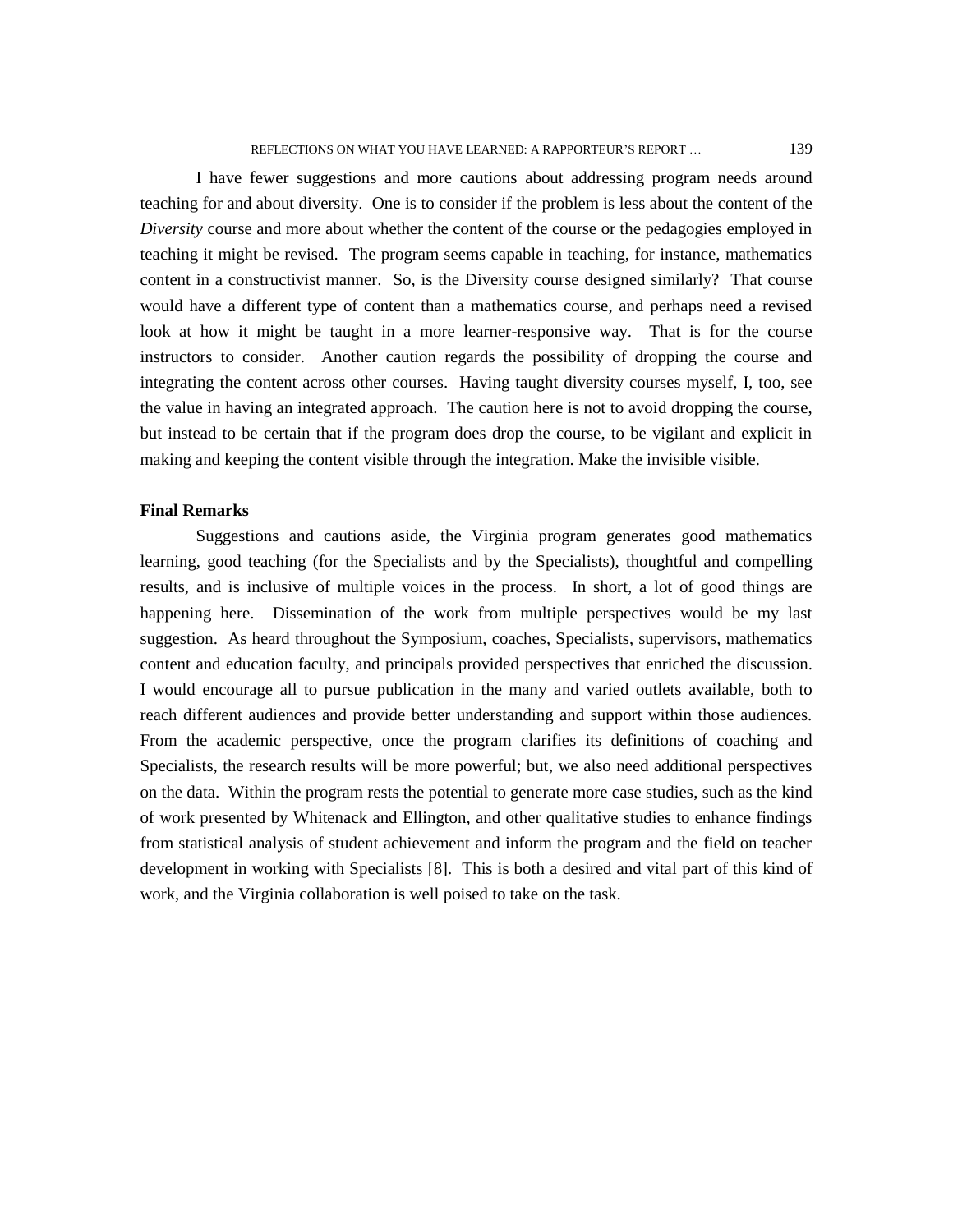I have fewer suggestions and more cautions about addressing program needs around teaching for and about diversity. One is to consider if the problem is less about the content of the *Diversity* course and more about whether the content of the course or the pedagogies employed in teaching it might be revised. The program seems capable in teaching, for instance, mathematics content in a constructivist manner. So, is the Diversity course designed similarly? That course would have a different type of content than a mathematics course, and perhaps need a revised look at how it might be taught in a more learner-responsive way. That is for the course instructors to consider. Another caution regards the possibility of dropping the course and integrating the content across other courses. Having taught diversity courses myself, I, too, see the value in having an integrated approach. The caution here is not to avoid dropping the course, but instead to be certain that if the program does drop the course, to be vigilant and explicit in making and keeping the content visible through the integration. Make the invisible visible.

**Final Remarks**

Suggestions and cautions aside, the Virginia program generates good mathematics learning, good teaching (for the Specialists and by the Specialists), thoughtful and compelling results, and is inclusive of multiple voices in the process. In short, a lot of good things are happening here. Dissemination of the work from multiple perspectives would be my last suggestion. As heard throughout the Symposium, coaches, Specialists, supervisors, mathematics content and education faculty, and principals provided perspectives that enriched the discussion. I would encourage all to pursue publication in the many and varied outlets available, both to reach different audiences and provide better understanding and support within those audiences. From the academic perspective, once the program clarifies its definitions of coaching and Specialists, the research results will be more powerful; but, we also need additional perspectives on the data. Within the program rests the potential to generate more case studies, such as the kind of work presented by Whitenack and Ellington, and other qualitative studies to enhance findings from statistical analysis of student achievement and inform the program and the field on teacher development in working with Specialists [8]. This is both a desired and vital part of this kind of work, and the Virginia collaboration is well poised to take on the task.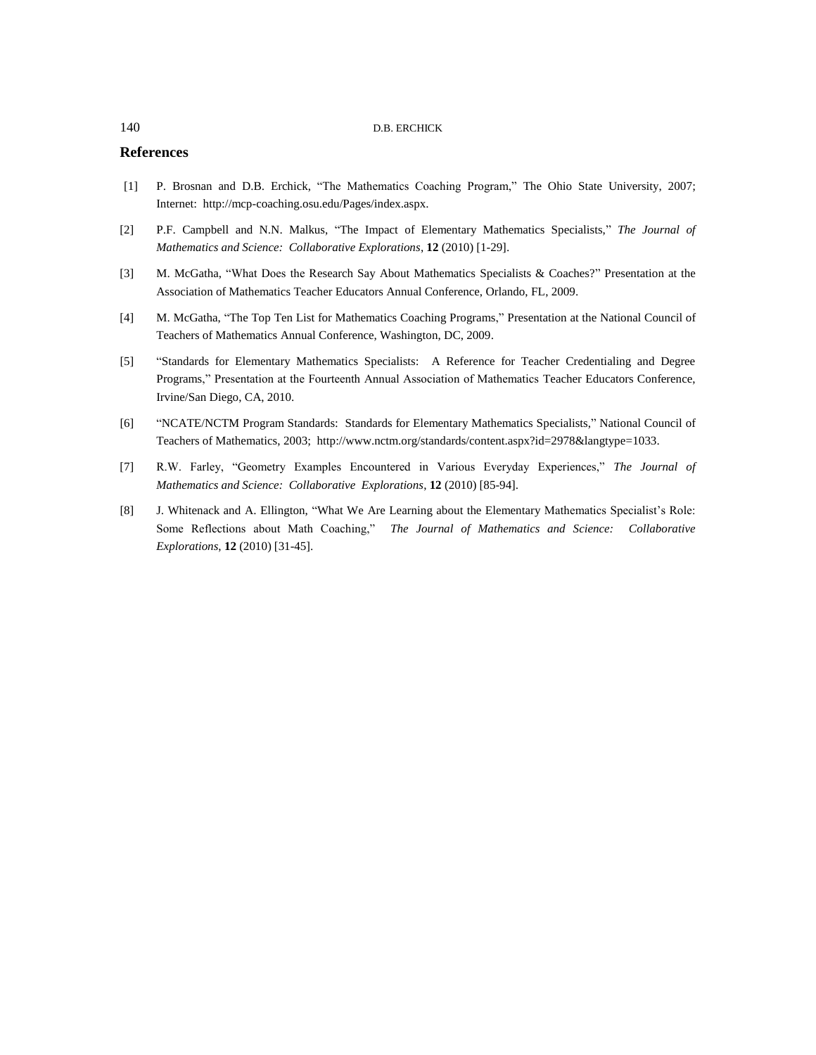## References

[1] P. Brosnan and D.B. Erchick, "The Mathematics Coaching Program," The Ohio State University, 2007; Internet: http://mcp-coaching.osu.edu/Pages/index.aspx.

[2] P.F. Campbell and N.N. Malkus, "The Impact of Elementary Mathematics Specialists," *The Journal of Mathematics and Science: Collaborative Explorations*, **12** (2010) [1-29].

[3] M. McGatha, "What Does the Research Say About Mathematics Specialists & Coaches?" Presentation at the Association of Mathematics Teacher Educators Annual Conference, Orlando, FL, 2009.

[4] M. McGatha, "The Top Ten List for Mathematics Coaching Programs," Presentation at the National Council of Teachers of Mathematics Annual Conference, Washington, DC, 2009.

[5] "Standards for Elementary Mathematics Specialists: A Reference for Teacher Credentialing and Degree Programs," Presentation at the Fourteenth Annual Association of Mathematics Teacher Educators Conference, Irvine/San Diego, CA, 2010.

[6] "NCATE/NCTM Program Standards: Standards for Elementary Mathematics Specialists," National Council of Teachers of Mathematics, 2003; http://www.nctm.org/standards/content.aspx?id=2978&langtype=1033.

[7] R.W. Farley, "Geometry Examples Encountered in Various Everyday Experiences," *The Journal of Mathematics and Science: Collaborative Explorations*, **12** (2010) [85-94].

[8] J. Whitenack and A. Ellington, "What We Are Learning about the Elementary Mathematics Specialist's Role: Some Reflections about Math Coaching," *The Journal of Mathematics and Science: Collaborative Explorations*, **12** (2010) [31-45].